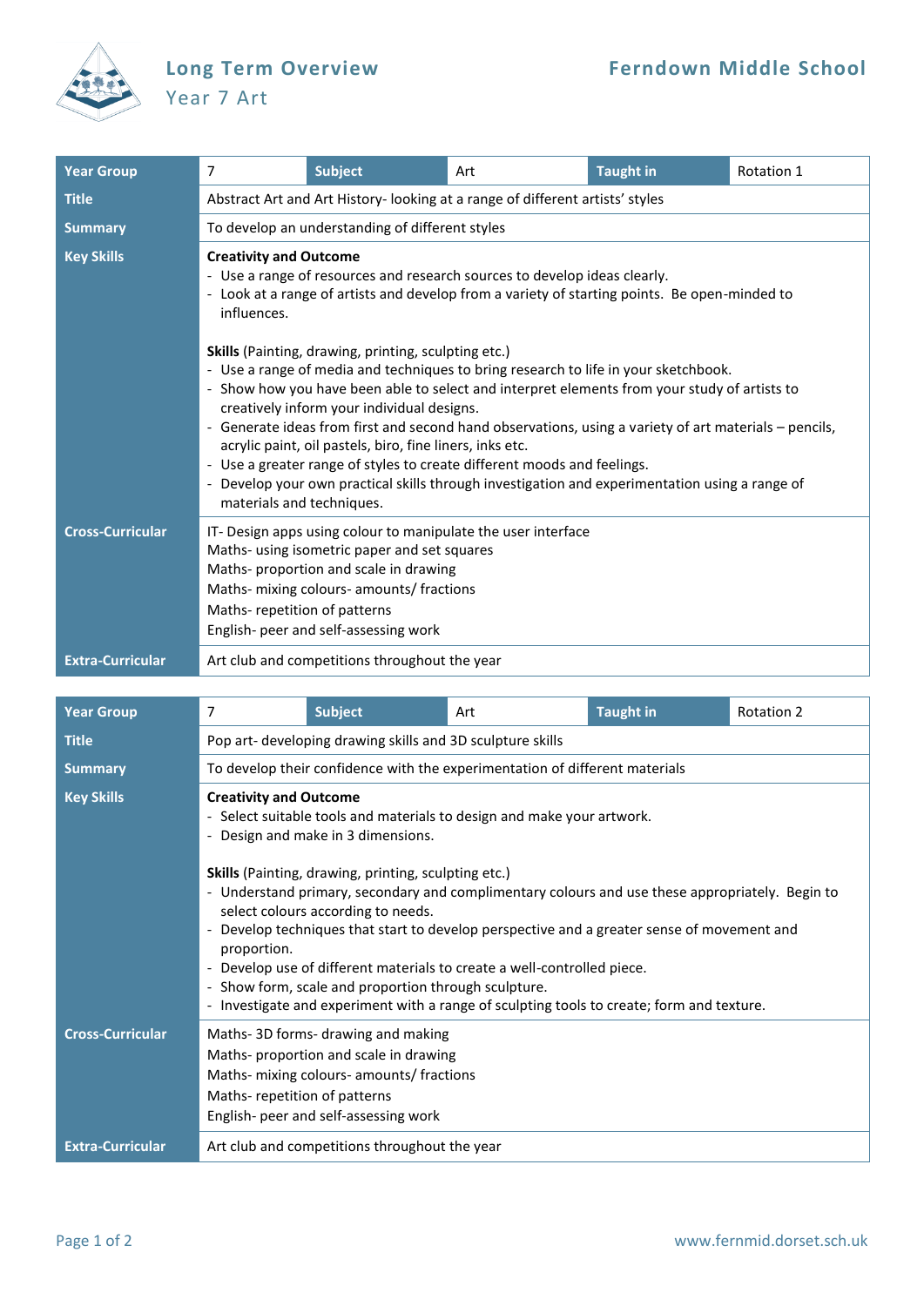# Long Term Overview

## Year 7 Art

**Ferndown Middle School**

| Year Group | 7 | Subject | Art | Taught in | Rotation 1 |
|---|---|---|---|---|---|
| Title | Abstract Art and Art History- looking at a range of different artists' styles | | | | |
| Summary | To develop an understanding of different styles | | | | |
| Key Skills | **Creativity and Outcome**<br>- Use a range of resources and research sources to develop ideas clearly.<br>- Look at a range of artists and develop from a variety of starting points. Be open-minded to influences.<br><br>**Skills** (Painting, drawing, printing, sculpting etc.)<br>- Use a range of media and techniques to bring research to life in your sketchbook.<br>- Show how you have been able to select and interpret elements from your study of artists to creatively inform your individual designs.<br>- Generate ideas from first and second hand observations, using a variety of art materials – pencils, acrylic paint, oil pastels, biro, fine liners, inks etc.<br>- Use a greater range of styles to create different moods and feelings.<br>- Develop your own practical skills through investigation and experimentation using a range of materials and techniques. | | | | |
| Cross-Curricular | IT- Design apps using colour to manipulate the user interface<br>Maths- using isometric paper and set squares<br>Maths- proportion and scale in drawing<br>Maths- mixing colours- amounts/ fractions<br>Maths- repetition of patterns<br>English- peer and self-assessing work | | | | |
| Extra-Curricular | Art club and competitions throughout the year | | | | |

| Year Group | 7 | Subject | Art | Taught in | Rotation 2 |
|---|---|---|---|---|---|
| Title | Pop art- developing drawing skills and 3D sculpture skills | | | | |
| Summary | To develop their confidence with the experimentation of different materials | | | | |
| Key Skills | **Creativity and Outcome**<br>- Select suitable tools and materials to design and make your artwork.<br>- Design and make in 3 dimensions.<br><br>**Skills** (Painting, drawing, printing, sculpting etc.)<br>- Understand primary, secondary and complimentary colours and use these appropriately. Begin to select colours according to needs.<br>- Develop techniques that start to develop perspective and a greater sense of movement and proportion.<br>- Develop use of different materials to create a well-controlled piece.<br>- Show form, scale and proportion through sculpture.<br>- Investigate and experiment with a range of sculpting tools to create; form and texture. | | | | |
| Cross-Curricular | Maths- 3D forms- drawing and making<br>Maths- proportion and scale in drawing<br>Maths- mixing colours- amounts/ fractions<br>Maths- repetition of patterns<br>English- peer and self-assessing work | | | | |
| Extra-Curricular | Art club and competitions throughout the year | | | | |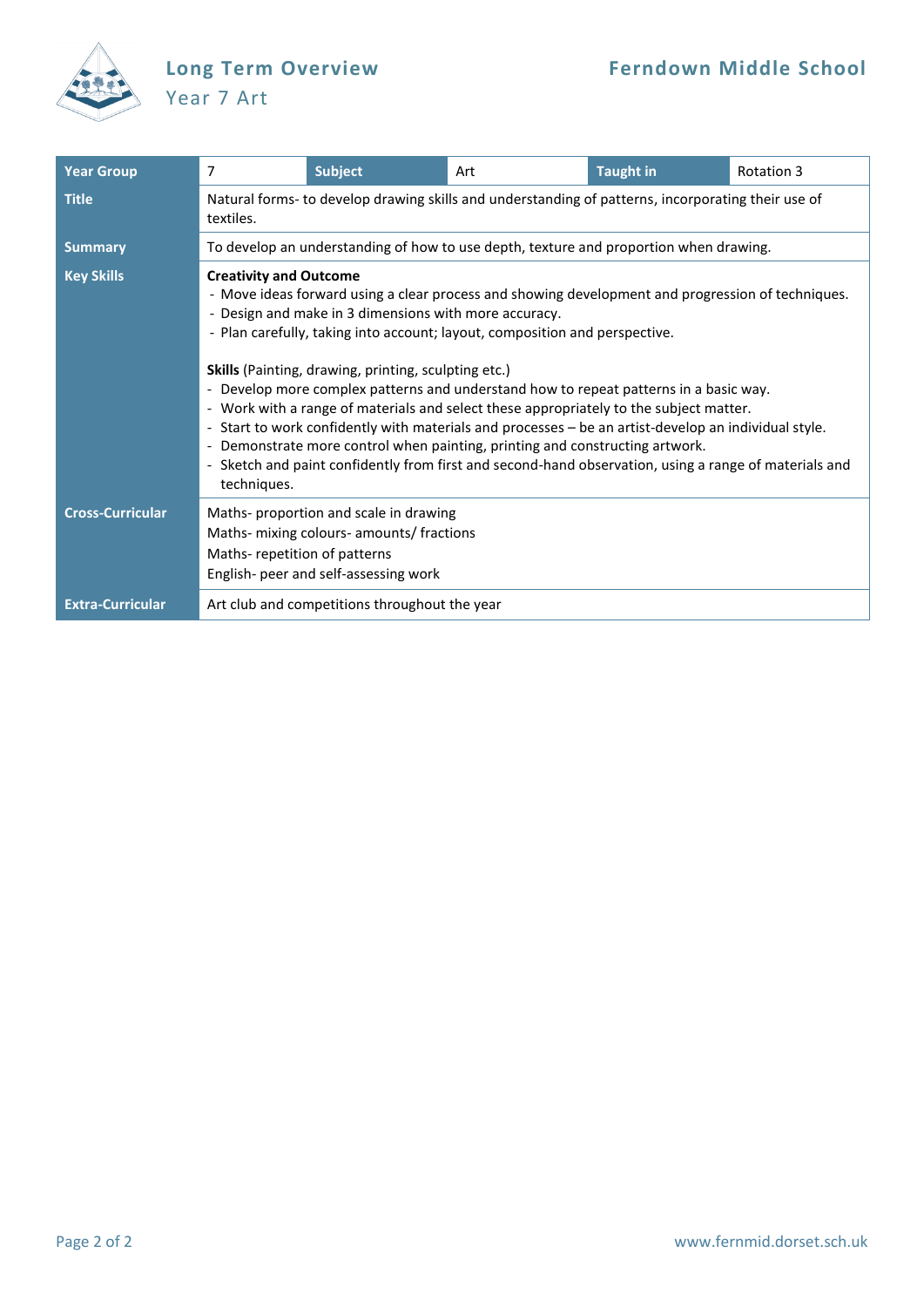# Long Term Overview

## Year 7 Art

**Ferndown Middle School**

| | | | | | |
|---|---|---|---|---|---|
| **Year Group** | 7 | **Subject** | Art | **Taught in** | Rotation 3 |
| **Title** | Natural forms- to develop drawing skills and understanding of patterns, incorporating their use of textiles. | | | | |
| **Summary** | To develop an understanding of how to use depth, texture and proportion when drawing. | | | | |
| **Key Skills** | **Creativity and Outcome**<br>- Move ideas forward using a clear process and showing development and progression of techniques.<br>- Design and make in 3 dimensions with more accuracy.<br>- Plan carefully, taking into account; layout, composition and perspective.<br><br>**Skills** (Painting, drawing, printing, sculpting etc.)<br>- Develop more complex patterns and understand how to repeat patterns in a basic way.<br>- Work with a range of materials and select these appropriately to the subject matter.<br>- Start to work confidently with materials and processes – be an artist-develop an individual style.<br>- Demonstrate more control when painting, printing and constructing artwork.<br>- Sketch and paint confidently from first and second-hand observation, using a range of materials and techniques. | | | | |
| **Cross-Curricular** | Maths- proportion and scale in drawing<br>Maths- mixing colours- amounts/ fractions<br>Maths- repetition of patterns<br>English- peer and self-assessing work | | | | |
| **Extra-Curricular** | Art club and competitions throughout the year | | | | |